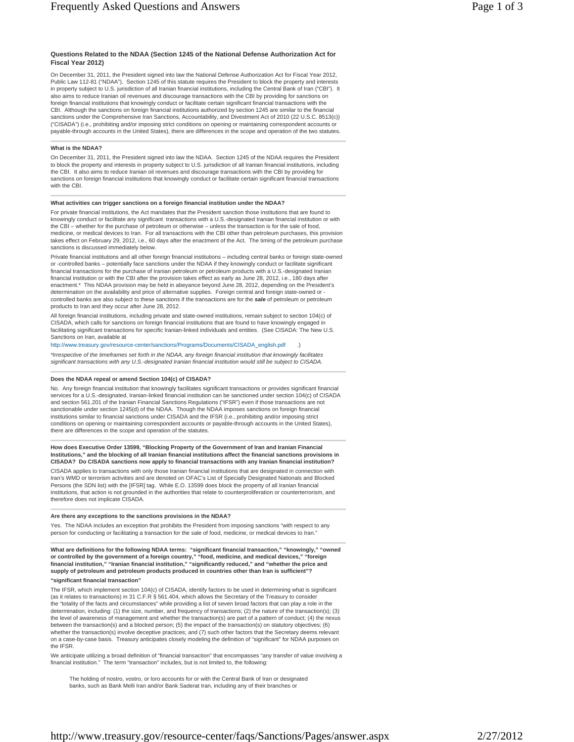## Questions Related to the NDAA (Section 1245 of the National Defense Authorization Act for Fiscal Year 2012)

On December 31, 2011, the President signed into law the National Defense Authorization Act for Fiscal Year 2012, Public Law 112-81 ("NDAA"). Section 1245 of this statute requires the President to block the property and interests in property subject to U.S. jurisdiction of all Iranian financial institutions, including the Central Bank of Iran ("CBI"). It also aims to reduce Iranian oil revenues and discourage transactions with the CBI by providing for sanctions on foreign financial institutions that knowingly conduct or facilitate certain significant financial transactions with the CBI. Although the sanctions on foreign financial institutions authorized by section 1245 are similar to the financial sanctions under the Comprehensive Iran Sanctions, Accountability, and Divestment Act of 2010 (22 U.S.C. 8513(c)) ("CISADA") (i.e., prohibiting and/or imposing strict conditions on opening or maintaining correspondent accounts or payable-through accounts in the United States), there are differences in the scope and operation of the two statutes.

---

### What is the NDAA?

On December 31, 2011, the President signed into law the NDAA. Section 1245 of the NDAA requires the President to block the property and interests in property subject to U.S. jurisdiction of all Iranian financial institutions, including the CBI. It also aims to reduce Iranian oil revenues and discourage transactions with the CBI by providing for sanctions on foreign financial institutions that knowingly conduct or facilitate certain significant financial transactions with the CBI.

---

### What activities can trigger sanctions on a foreign financial institution under the NDAA?

For private financial institutions, the Act mandates that the President sanction those institutions that are found to knowingly conduct or facilitate any significant transactions with a U.S.-designated Iranian financial institution or with the CBI – whether for the purchase of petroleum or otherwise – unless the transaction is for the sale of food, medicine, or medical devices to Iran. For all transactions with the CBI other than petroleum purchases, this provision takes effect on February 29, 2012, i.e., 60 days after the enactment of the Act. The timing of the petroleum purchase sanctions is discussed immediately below.

Private financial institutions and all other foreign financial institutions – including central banks or foreign state-owned or -controlled banks – potentially face sanctions under the NDAA if they knowingly conduct or facilitate significant financial transactions for the purchase of Iranian petroleum or petroleum products with a U.S.-designated Iranian financial institution or with the CBI after the provision takes effect as early as June 28, 2012, i.e., 180 days after enactment.* This NDAA provision may be held in abeyance beyond June 28, 2012, depending on the President's determination on the availability and price of alternative supplies. Foreign central and foreign state-owned or -controlled banks are also subject to these sanctions if the transactions are for the ***sale*** of petroleum or petroleum products to Iran and they occur after June 28, 2012.

All foreign financial institutions, including private and state-owned institutions, remain subject to section 104(c) of CISADA, which calls for sanctions on foreign financial institutions that are found to have knowingly engaged in facilitating significant transactions for specific Iranian-linked individuals and entities. (See CISADA: The New U.S. Sanctions on Iran, available at http://www.treasury.gov/resource-center/sanctions/Programs/Documents/CISADA_english.pdf .)

*\*Irrespective of the timeframes set forth in the NDAA, any foreign financial institution that knowingly facilitates significant transactions with any U.S.-designated Iranian financial institution would still be subject to CISADA.*

---

### Does the NDAA repeal or amend Section 104(c) of CISADA?

No. Any foreign financial institution that knowingly facilitates significant transactions or provides significant financial services for a U.S.-designated, Iranian-linked financial institution can be sanctioned under section 104(c) of CISADA and section 561.201 of the Iranian Financial Sanctions Regulations ("IFSR") even if those transactions are not sanctionable under section 1245(d) of the NDAA. Though the NDAA imposes sanctions on foreign financial institutions similar to financial sanctions under CISADA and the IFSR (i.e., prohibiting and/or imposing strict conditions on opening or maintaining correspondent accounts or payable-through accounts in the United States), there are differences in the scope and operation of the statutes.

---

### How does Executive Order 13599, "Blocking Property of the Government of Iran and Iranian Financial Institutions," and the blocking of all Iranian financial institutions affect the financial sanctions provisions in CISADA? Do CISADA sanctions now apply to financial transactions with any Iranian financial institution?

CISADA applies to transactions with only those Iranian financial institutions that are designated in connection with Iran's WMD or terrorism activities and are denoted on OFAC's List of Specially Designated Nationals and Blocked Persons (the SDN list) with the [IFSR] tag. While E.O. 13599 does block the property of all Iranian financial institutions, that action is not grounded in the authorities that relate to counterproliferation or counterterrorism, and therefore does not implicate CISADA.

---

### Are there any exceptions to the sanctions provisions in the NDAA?

Yes. The NDAA includes an exception that prohibits the President from imposing sanctions "with respect to any person for conducting or facilitating a transaction for the sale of food, medicine, or medical devices to Iran."

---

### What are definitions for the following NDAA terms: "significant financial transaction," "knowingly," "owned or controlled by the government of a foreign country," "food, medicine, and medical devices," "foreign financial institution," "Iranian financial institution," "significantly reduced," and "whether the price and supply of petroleum and petroleum products produced in countries other than Iran is sufficient"?

**"significant financial transaction"**

The IFSR, which implement section 104(c) of CISADA, identify factors to be used in determining what is significant (as it relates to transactions) in 31 C.F.R § 561.404, which allows the Secretary of the Treasury to consider the "totality of the facts and circumstances" while providing a list of seven broad factors that can play a role in the determination, including: (1) the size, number, and frequency of transactions; (2) the nature of the transaction(s); (3) the level of awareness of management and whether the transaction(s) are part of a pattern of conduct; (4) the nexus between the transaction(s) and a blocked person; (5) the impact of the transaction(s) on statutory objectives; (6) whether the transaction(s) involve deceptive practices; and (7) such other factors that the Secretary deems relevant on a case-by-case basis. Treasury anticipates closely modeling the definition of "significant" for NDAA purposes on the IFSR.

We anticipate utilizing a broad definition of "financial transaction" that encompasses "any transfer of value involving a financial institution." The term "transaction" includes, but is not limited to, the following:

The holding of nostro, vostro, or loro accounts for or with the Central Bank of Iran or designated banks, such as Bank Melli Iran and/or Bank Saderat Iran, including any of their branches or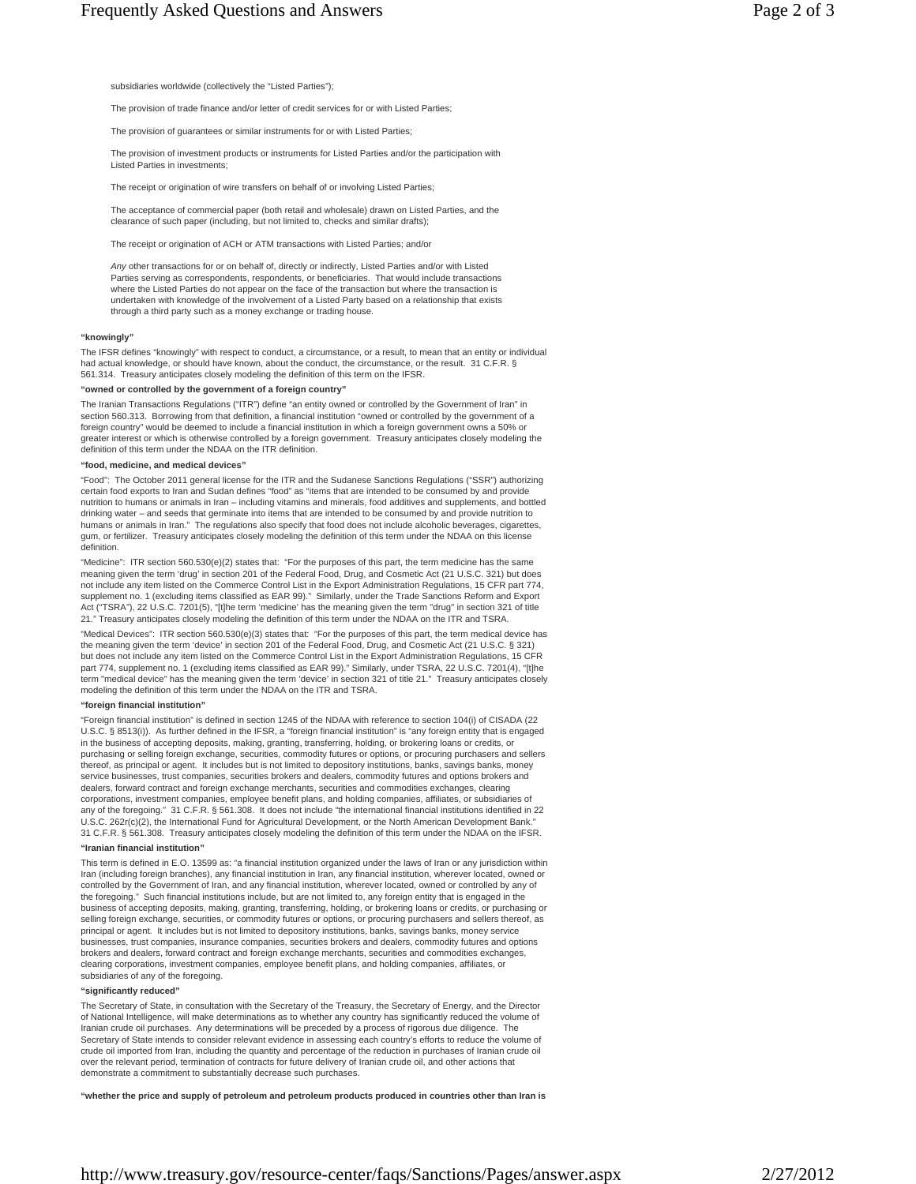subsidiaries worldwide (collectively the "Listed Parties");

The provision of trade finance and/or letter of credit services for or with Listed Parties;

The provision of guarantees or similar instruments for or with Listed Parties;

The provision of investment products or instruments for Listed Parties and/or the participation with Listed Parties in investments;

The receipt or origination of wire transfers on behalf of or involving Listed Parties;

The acceptance of commercial paper (both retail and wholesale) drawn on Listed Parties, and the clearance of such paper (including, but not limited to, checks and similar drafts);

The receipt or origination of ACH or ATM transactions with Listed Parties; and/or

*Any* other transactions for or on behalf of, directly or indirectly, Listed Parties and/or with Listed Parties serving as correspondents, respondents, or beneficiaries. That would include transactions where the Listed Parties do not appear on the face of the transaction but where the transaction is undertaken with knowledge of the involvement of a Listed Party based on a relationship that exists through a third party such as a money exchange or trading house.

**"knowingly"**

The IFSR defines "knowingly" with respect to conduct, a circumstance, or a result, to mean that an entity or individual had actual knowledge, or should have known, about the conduct, the circumstance, or the result. 31 C.F.R. § 561.314. Treasury anticipates closely modeling the definition of this term on the IFSR.

**"owned or controlled by the government of a foreign country"**

The Iranian Transactions Regulations ("ITR") define "an entity owned or controlled by the Government of Iran" in section 560.313. Borrowing from that definition, a financial institution "owned or controlled by the government of a foreign country" would be deemed to include a financial institution in which a foreign government owns a 50% or greater interest or which is otherwise controlled by a foreign government. Treasury anticipates closely modeling the definition of this term under the NDAA on the ITR definition.

**"food, medicine, and medical devices"**

"Food": The October 2011 general license for the ITR and the Sudanese Sanctions Regulations ("SSR") authorizing certain food exports to Iran and Sudan defines "food" as "items that are intended to be consumed by and provide nutrition to humans or animals in Iran – including vitamins and minerals, food additives and supplements, and bottled drinking water – and seeds that germinate into items that are intended to be consumed by and provide nutrition to humans or animals in Iran." The regulations also specify that food does not include alcoholic beverages, cigarettes, gum, or fertilizer. Treasury anticipates closely modeling the definition of this term under the NDAA on this license definition.

"Medicine": ITR section 560.530(e)(2) states that: "For the purposes of this part, the term medicine has the same meaning given the term 'drug' in section 201 of the Federal Food, Drug, and Cosmetic Act (21 U.S.C. 321) but does not include any item listed on the Commerce Control List in the Export Administration Regulations, 15 CFR part 774, supplement no. 1 (excluding items classified as EAR 99)." Similarly, under the Trade Sanctions Reform and Export Act ("TSRA"), 22 U.S.C. 7201(5), "[t]he term 'medicine' has the meaning given the term "drug" in section 321 of title 21." Treasury anticipates closely modeling the definition of this term under the NDAA on the ITR and TSRA.

"Medical Devices": ITR section 560.530(e)(3) states that: "For the purposes of this part, the term medical device has the meaning given the term 'device' in section 201 of the Federal Food, Drug, and Cosmetic Act (21 U.S.C. § 321) but does not include any item listed on the Commerce Control List in the Export Administration Regulations, 15 CFR part 774, supplement no. 1 (excluding items classified as EAR 99)." Similarly, under TSRA, 22 U.S.C. 7201(4), "[t]he term "medical device" has the meaning given the term 'device' in section 321 of title 21." Treasury anticipates closely modeling the definition of this term under the NDAA on the ITR and TSRA.

**"foreign financial institution"**

"Foreign financial institution" is defined in section 1245 of the NDAA with reference to section 104(i) of CISADA (22 U.S.C. § 8513(i)). As further defined in the IFSR, a "foreign financial institution" is "any foreign entity that is engaged in the business of accepting deposits, making, granting, transferring, holding, or brokering loans or credits, or purchasing or selling foreign exchange, securities, commodity futures or options, or procuring purchasers and sellers thereof, as principal or agent. It includes but is not limited to depository institutions, banks, savings banks, money service businesses, trust companies, securities brokers and dealers, commodity futures and options brokers and dealers, forward contract and foreign exchange merchants, securities and commodities exchanges, clearing corporations, investment companies, employee benefit plans, and holding companies, affiliates, or subsidiaries of any of the foregoing." 31 C.F.R. § 561.308. It does not include "the international financial institutions identified in 22 U.S.C. 262r(c)(2), the International Fund for Agricultural Development, or the North American Development Bank." 31 C.F.R. § 561.308. Treasury anticipates closely modeling the definition of this term under the NDAA on the IFSR.

**"Iranian financial institution"**

This term is defined in E.O. 13599 as: "a financial institution organized under the laws of Iran or any jurisdiction within Iran (including foreign branches), any financial institution in Iran, any financial institution, wherever located, owned or controlled by the Government of Iran, and any financial institution, wherever located, owned or controlled by any of the foregoing." Such financial institutions include, but are not limited to, any foreign entity that is engaged in the business of accepting deposits, making, granting, transferring, holding, or brokering loans or credits, or purchasing or selling foreign exchange, securities, or commodity futures or options, or procuring purchasers and sellers thereof, as principal or agent. It includes but is not limited to depository institutions, banks, savings banks, money service businesses, trust companies, insurance companies, securities brokers and dealers, commodity futures and options brokers and dealers, forward contract and foreign exchange merchants, securities and commodities exchanges, clearing corporations, investment companies, employee benefit plans, and holding companies, affiliates, or subsidiaries of any of the foregoing.

**"significantly reduced"**

The Secretary of State, in consultation with the Secretary of the Treasury, the Secretary of Energy, and the Director of National Intelligence, will make determinations as to whether any country has significantly reduced the volume of Iranian crude oil purchases. Any determinations will be preceded by a process of rigorous due diligence. The Secretary of State intends to consider relevant evidence in assessing each country's efforts to reduce the volume of crude oil imported from Iran, including the quantity and percentage of the reduction in purchases of Iranian crude oil over the relevant period, termination of contracts for future delivery of Iranian crude oil, and other actions that demonstrate a commitment to substantially decrease such purchases.

**"whether the price and supply of petroleum and petroleum products produced in countries other than Iran is**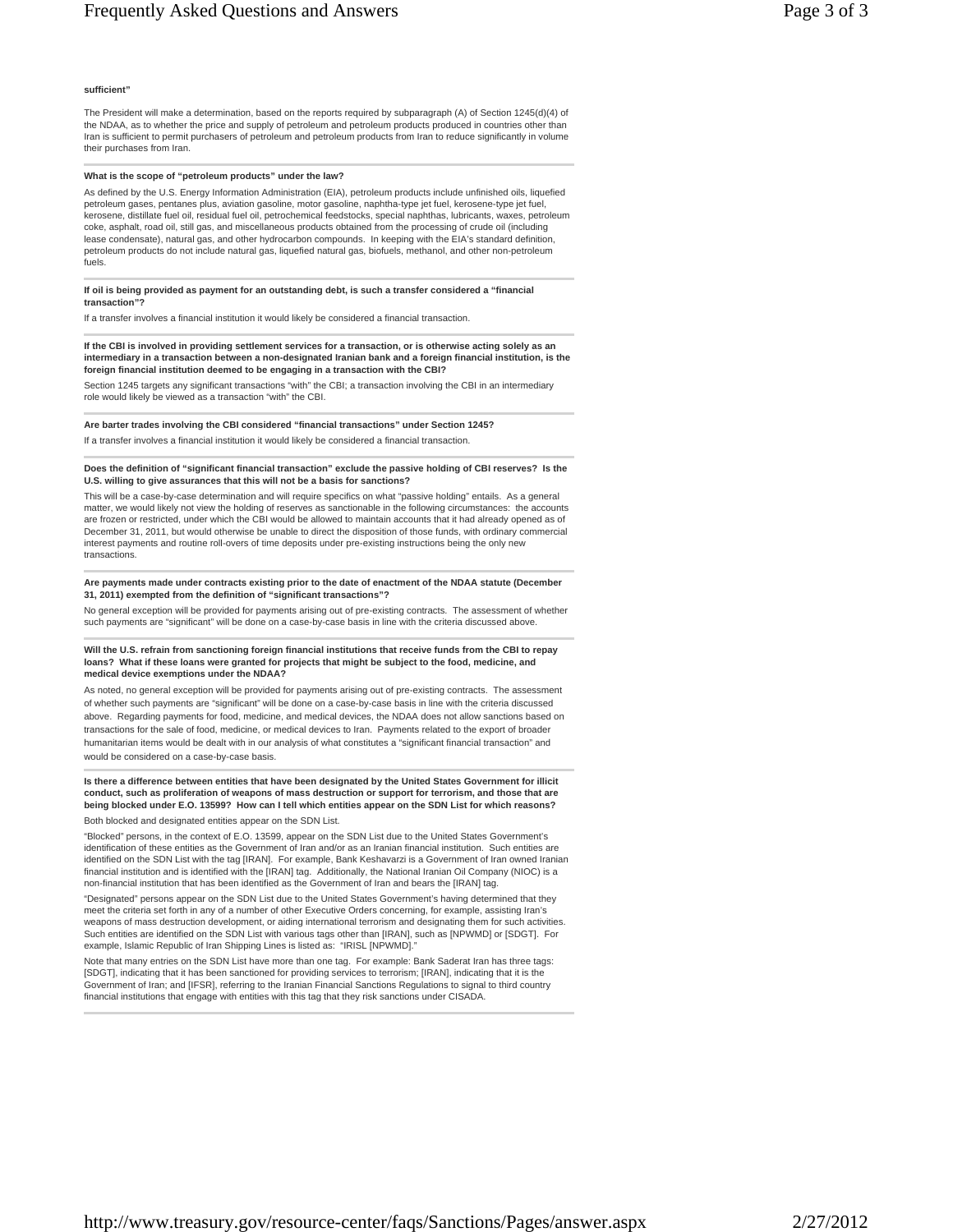**sufficient"**

The President will make a determination, based on the reports required by subparagraph (A) of Section 1245(d)(4) of the NDAA, as to whether the price and supply of petroleum and petroleum products produced in countries other than Iran is sufficient to permit purchasers of petroleum and petroleum products from Iran to reduce significantly in volume their purchases from Iran.

---

**What is the scope of "petroleum products" under the law?**

As defined by the U.S. Energy Information Administration (EIA), petroleum products include unfinished oils, liquefied petroleum gases, pentanes plus, aviation gasoline, motor gasoline, naphtha-type jet fuel, kerosene-type jet fuel, kerosene, distillate fuel oil, residual fuel oil, petrochemical feedstocks, special naphthas, lubricants, waxes, petroleum coke, asphalt, road oil, still gas, and miscellaneous products obtained from the processing of crude oil (including lease condensate), natural gas, and other hydrocarbon compounds. In keeping with the EIA's standard definition, petroleum products do not include natural gas, liquefied natural gas, biofuels, methanol, and other non-petroleum fuels.

---

**If oil is being provided as payment for an outstanding debt, is such a transfer considered a "financial transaction"?**

If a transfer involves a financial institution it would likely be considered a financial transaction.

---

**If the CBI is involved in providing settlement services for a transaction, or is otherwise acting solely as an intermediary in a transaction between a non-designated Iranian bank and a foreign financial institution, is the foreign financial institution deemed to be engaging in a transaction with the CBI?**

Section 1245 targets any significant transactions "with" the CBI; a transaction involving the CBI in an intermediary role would likely be viewed as a transaction "with" the CBI.

---

**Are barter trades involving the CBI considered "financial transactions" under Section 1245?**

If a transfer involves a financial institution it would likely be considered a financial transaction.

---

**Does the definition of "significant financial transaction" exclude the passive holding of CBI reserves? Is the U.S. willing to give assurances that this will not be a basis for sanctions?**

This will be a case-by-case determination and will require specifics on what "passive holding" entails. As a general matter, we would likely not view the holding of reserves as sanctionable in the following circumstances: the accounts are frozen or restricted, under which the CBI would be allowed to maintain accounts that it had already opened as of December 31, 2011, but would otherwise be unable to direct the disposition of those funds, with ordinary commercial interest payments and routine roll-overs of time deposits under pre-existing instructions being the only new transactions.

---

**Are payments made under contracts existing prior to the date of enactment of the NDAA statute (December 31, 2011) exempted from the definition of "significant transactions"?**

No general exception will be provided for payments arising out of pre-existing contracts. The assessment of whether such payments are "significant" will be done on a case-by-case basis in line with the criteria discussed above.

---

**Will the U.S. refrain from sanctioning foreign financial institutions that receive funds from the CBI to repay loans? What if these loans were granted for projects that might be subject to the food, medicine, and medical device exemptions under the NDAA?**

As noted, no general exception will be provided for payments arising out of pre-existing contracts. The assessment of whether such payments are "significant" will be done on a case-by-case basis in line with the criteria discussed above. Regarding payments for food, medicine, and medical devices, the NDAA does not allow sanctions based on transactions for the sale of food, medicine, or medical devices to Iran. Payments related to the export of broader humanitarian items would be dealt with in our analysis of what constitutes a "significant financial transaction" and would be considered on a case-by-case basis.

---

**Is there a difference between entities that have been designated by the United States Government for illicit conduct, such as proliferation of weapons of mass destruction or support for terrorism, and those that are being blocked under E.O. 13599? How can I tell which entities appear on the SDN List for which reasons?**

Both blocked and designated entities appear on the SDN List.

"Blocked" persons, in the context of E.O. 13599, appear on the SDN List due to the United States Government's identification of these entities as the Government of Iran and/or as an Iranian financial institution. Such entities are identified on the SDN List with the tag [IRAN]. For example, Bank Keshavarzi is a Government of Iran owned Iranian financial institution and is identified with the [IRAN] tag. Additionally, the National Iranian Oil Company (NIOC) is a non-financial institution that has been identified as the Government of Iran and bears the [IRAN] tag.

"Designated" persons appear on the SDN List due to the United States Government's having determined that they meet the criteria set forth in any of a number of other Executive Orders concerning, for example, assisting Iran's weapons of mass destruction development, or aiding international terrorism and designating them for such activities. Such entities are identified on the SDN List with various tags other than [IRAN], such as [NPWMD] or [SDGT]. For example, Islamic Republic of Iran Shipping Lines is listed as: "IRISL [NPWMD]."

Note that many entries on the SDN List have more than one tag. For example: Bank Saderat Iran has three tags: [SDGT], indicating that it has been sanctioned for providing services to terrorism; [IRAN], indicating that it is the Government of Iran; and [IFSR], referring to the Iranian Financial Sanctions Regulations to signal to third country financial institutions that engage with entities with this tag that they risk sanctions under CISADA.

---